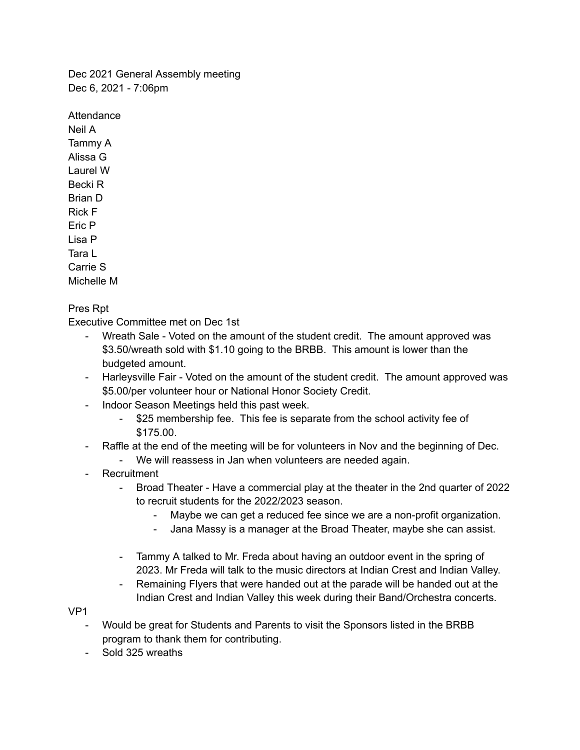Dec 2021 General Assembly meeting
Dec 6, 2021 - 7:06pm

Attendance
Neil A
Tammy A
Alissa G
Laurel W
Becki R
Brian D
Rick F
Eric P
Lisa P
Tara L
Carrie S
Michelle M

Pres Rpt
Executive Committee met on Dec 1st

- Wreath Sale - Voted on the amount of the student credit. The amount approved was $3.50/wreath sold with $1.10 going to the BRBB. This amount is lower than the budgeted amount.
- Harleysville Fair - Voted on the amount of the student credit. The amount approved was $5.00/per volunteer hour or National Honor Society Credit.
- Indoor Season Meetings held this past week.
  - $25 membership fee. This fee is separate from the school activity fee of $175.00.
- Raffle at the end of the meeting will be for volunteers in Nov and the beginning of Dec.
  - We will reassess in Jan when volunteers are needed again.
- Recruitment
  - Broad Theater - Have a commercial play at the theater in the 2nd quarter of 2022 to recruit students for the 2022/2023 season.
    - Maybe we can get a reduced fee since we are a non-profit organization.
    - Jana Massy is a manager at the Broad Theater, maybe she can assist.
  - Tammy A talked to Mr. Freda about having an outdoor event in the spring of 2023. Mr Freda will talk to the music directors at Indian Crest and Indian Valley.
  - Remaining Flyers that were handed out at the parade will be handed out at the Indian Crest and Indian Valley this week during their Band/Orchestra concerts.

VP1

- Would be great for Students and Parents to visit the Sponsors listed in the BRBB program to thank them for contributing.
- Sold 325 wreaths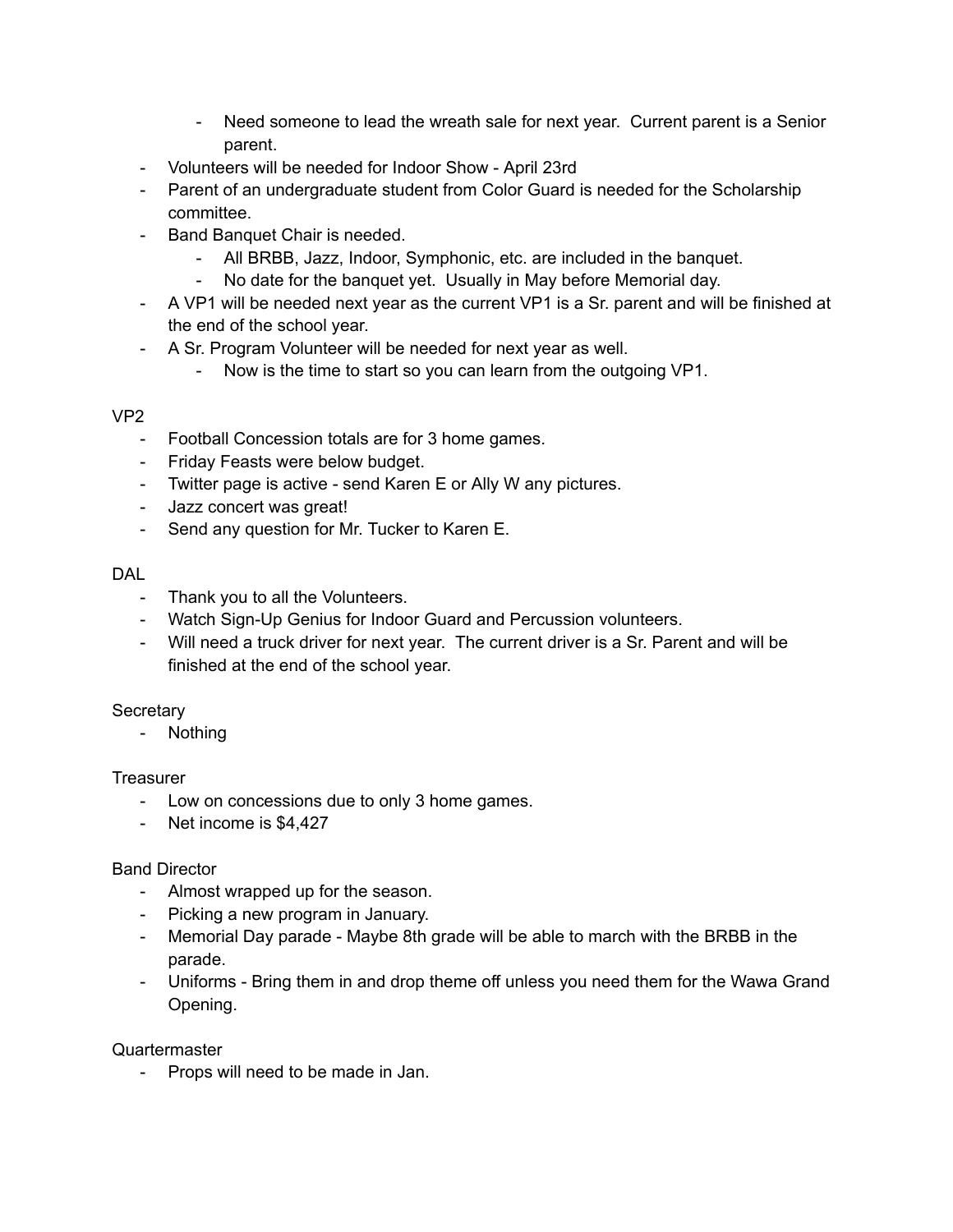- Need someone to lead the wreath sale for next year. Current parent is a Senior parent.
- Volunteers will be needed for Indoor Show - April 23rd
- Parent of an undergraduate student from Color Guard is needed for the Scholarship committee.
- Band Banquet Chair is needed.
  - All BRBB, Jazz, Indoor, Symphonic, etc. are included in the banquet.
  - No date for the banquet yet. Usually in May before Memorial day.
- A VP1 will be needed next year as the current VP1 is a Sr. parent and will be finished at the end of the school year.
- A Sr. Program Volunteer will be needed for next year as well.
  - Now is the time to start so you can learn from the outgoing VP1.

VP2

- Football Concession totals are for 3 home games.
- Friday Feasts were below budget.
- Twitter page is active - send Karen E or Ally W any pictures.
- Jazz concert was great!
- Send any question for Mr. Tucker to Karen E.

DAL

- Thank you to all the Volunteers.
- Watch Sign-Up Genius for Indoor Guard and Percussion volunteers.
- Will need a truck driver for next year. The current driver is a Sr. Parent and will be finished at the end of the school year.

Secretary

- Nothing

Treasurer

- Low on concessions due to only 3 home games.
- Net income is $4,427

Band Director

- Almost wrapped up for the season.
- Picking a new program in January.
- Memorial Day parade - Maybe 8th grade will be able to march with the BRBB in the parade.
- Uniforms - Bring them in and drop theme off unless you need them for the Wawa Grand Opening.

Quartermaster

- Props will need to be made in Jan.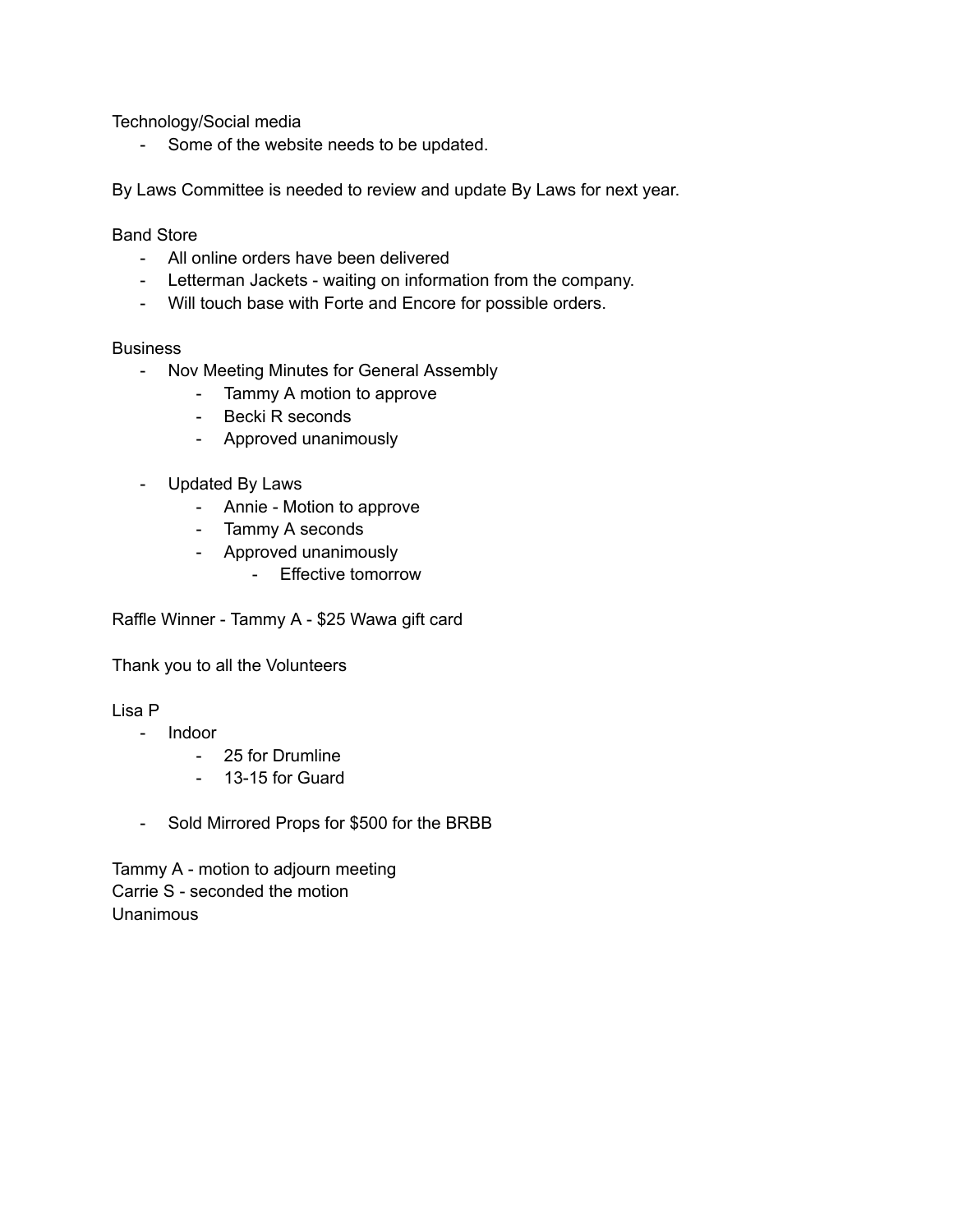Technology/Social media

- Some of the website needs to be updated.

By Laws Committee is needed to review and update By Laws for next year.

Band Store

- All online orders have been delivered
- Letterman Jackets - waiting on information from the company.
- Will touch base with Forte and Encore for possible orders.

Business

- Nov Meeting Minutes for General Assembly
  - Tammy A motion to approve
  - Becki R seconds
  - Approved unanimously

- Updated By Laws
  - Annie - Motion to approve
  - Tammy A seconds
  - Approved unanimously
    - Effective tomorrow

Raffle Winner - Tammy A - $25 Wawa gift card

Thank you to all the Volunteers

Lisa P

- Indoor
  - 25 for Drumline
  - 13-15 for Guard

- Sold Mirrored Props for $500 for the BRBB

Tammy A - motion to adjourn meeting
Carrie S - seconded the motion
Unanimous